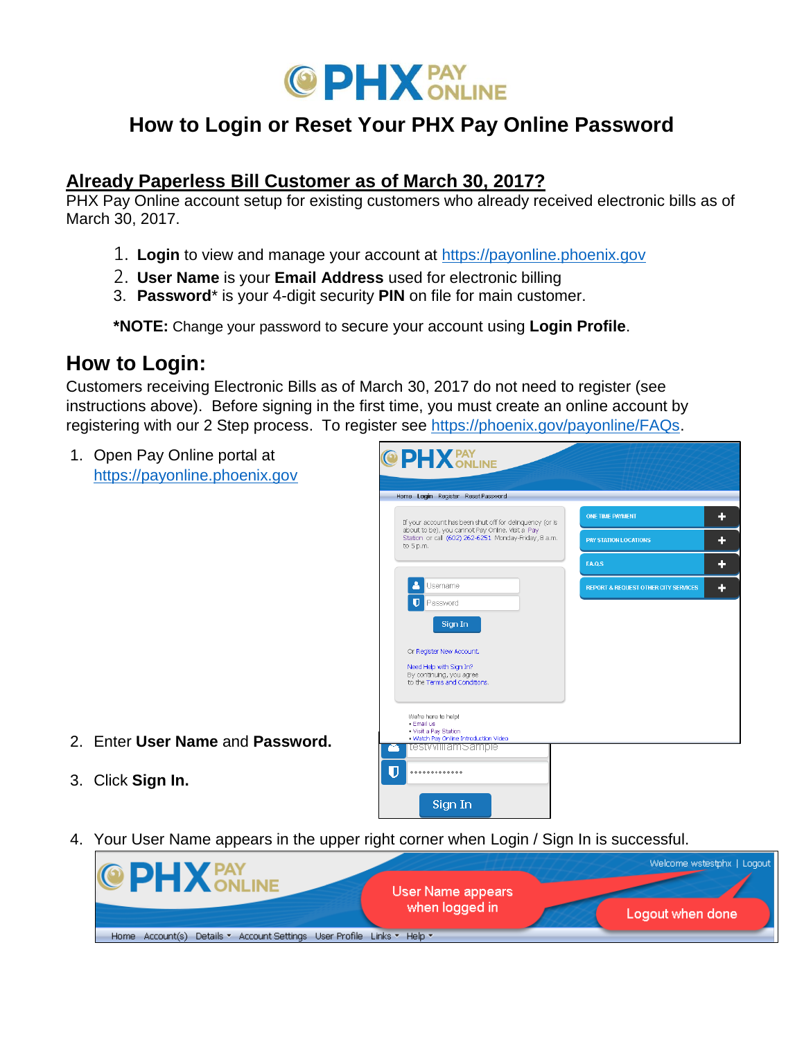# How to Login or Reset Your PHX Pay Online Password

## Already Paperless Bill Customer as of March 30, 2017?

PHX Pay Online account setup for existing customers who already received electronic bills as of March 30, 2017.

1. **Login** to view and manage your account at https://payonline.phoenix.gov
2. **User Name** is your **Email Address** used for electronic billing
3. **Password*** is your 4-digit security **PIN** on file for main customer.

***NOTE:** Change your password to secure your account using **Login Profile**.

## How to Login:

Customers receiving Electronic Bills as of March 30, 2017 do not need to register (see instructions above). Before signing in the first time, you must create an online account by registering with our 2 Step process. To register see https://phoenix.gov/payonline/FAQs.

1. Open Pay Online portal at https://payonline.phoenix.gov
2. Enter **User Name** and **Password.**
3. Click **Sign In.**
4. Your User Name appears in the upper right corner when Login / Sign In is successful.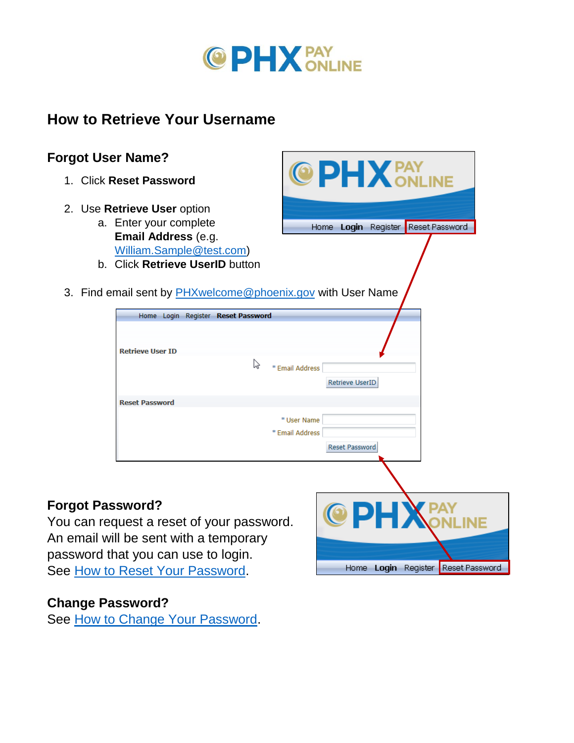# How to Retrieve Your Username

## Forgot User Name?

1. Click **Reset Password**
2. Use **Retrieve User** option
   a. Enter your complete **Email Address** (e.g. William.Sample@test.com)
   b. Click **Retrieve UserID** button
3. Find email sent by PHXwelcome@phoenix.gov with User Name

## Forgot Password?

You can request a reset of your password. An email will be sent with a temporary password that you can use to login.
See How to Reset Your Password.

## Change Password?

See How to Change Your Password.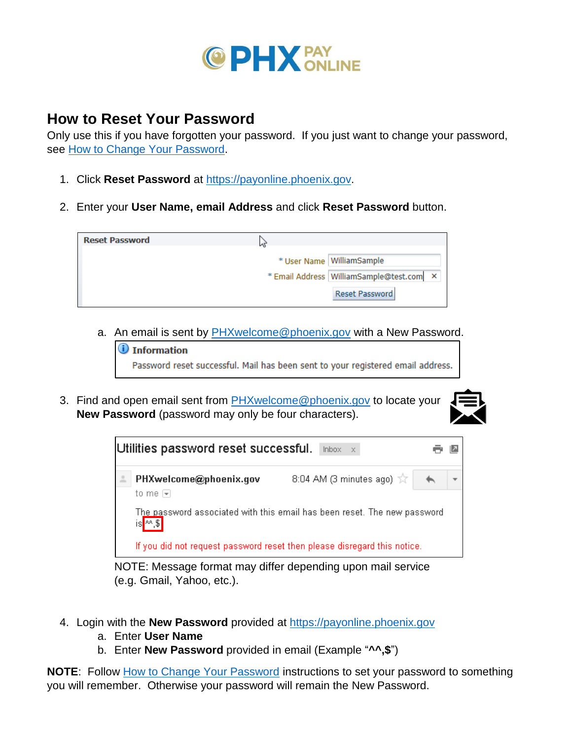# How to Reset Your Password

Only use this if you have forgotten your password. If you just want to change your password, see How to Change Your Password.

1. Click **Reset Password** at https://payonline.phoenix.gov.
2. Enter your **User Name, email Address** and click **Reset Password** button.

   Reset Password

   \* User Name: WilliamSample
   \* Email Address: WilliamSample@test.com
   Reset Password

   a. An email is sent by PHXwelcome@phoenix.gov with a New Password.

   **Information**
   Password reset successful. Mail has been sent to your registered email address.

3. Find and open email sent from PHXwelcome@phoenix.gov to locate your **New Password** (password may only be four characters).

   Utilities password reset successful. Inbox x

   PHXwelcome@phoenix.gov 8:04 AM (3 minutes ago)
   to me

   The password associated with this email has been reset. The new password is ^^,$

   If you did not request password reset then please disregard this notice.

   NOTE: Message format may differ depending upon mail service (e.g. Gmail, Yahoo, etc.).

4. Login with the **New Password** provided at https://payonline.phoenix.gov
   a. Enter **User Name**
   b. Enter **New Password** provided in email (Example "**^^,$**")

**NOTE**: Follow How to Change Your Password instructions to set your password to something you will remember. Otherwise your password will remain the New Password.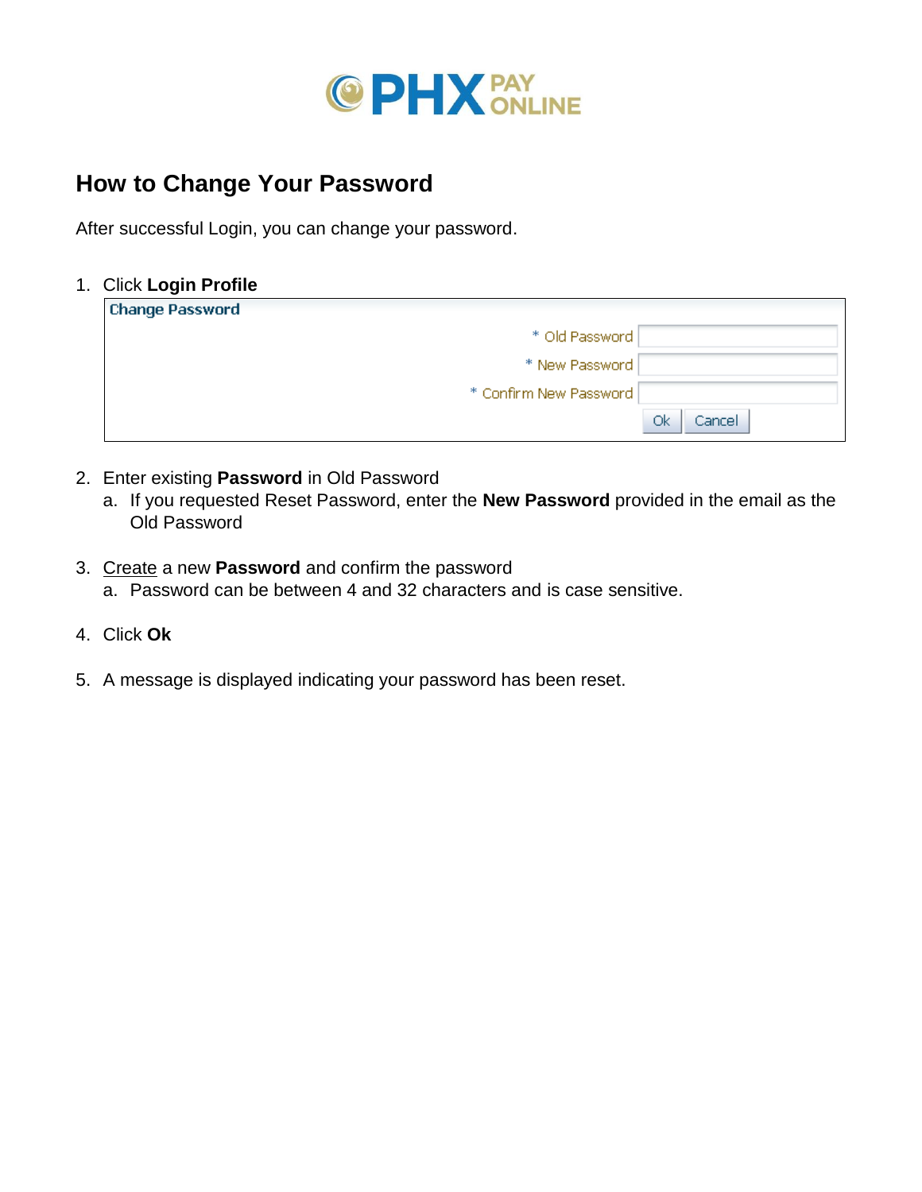PHX PAY ONLINE

## How to Change Your Password

After successful Login, you can change your password.

1. Click **Login Profile**

   Change Password

   \* Old Password

   \* New Password

   \* Confirm New Password

   Ok Cancel

2. Enter existing **Password** in Old Password
   a. If you requested Reset Password, enter the **New Password** provided in the email as the Old Password

3. <u>Create</u> a new **Password** and confirm the password
   a. Password can be between 4 and 32 characters and is case sensitive.

4. Click **Ok**

5. A message is displayed indicating your password has been reset.